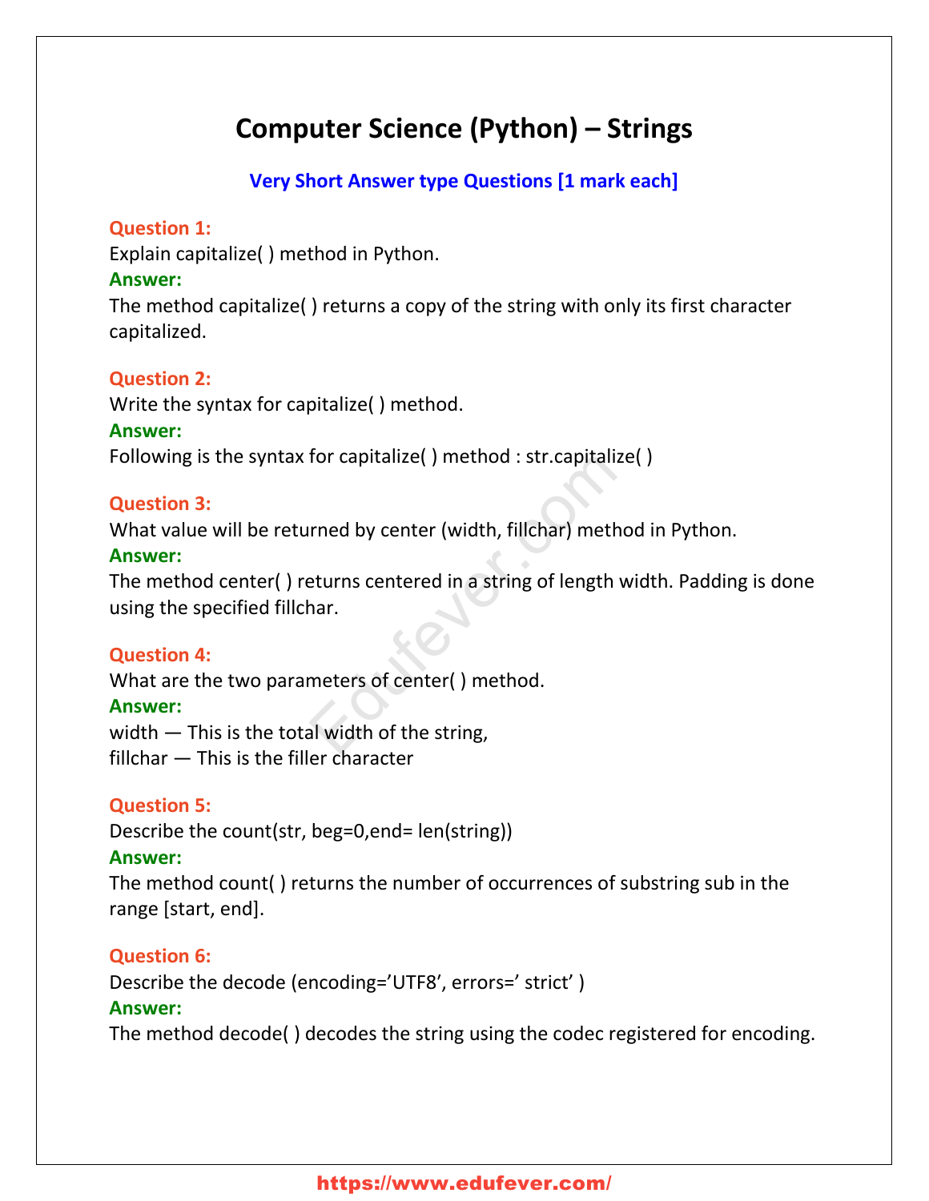# Computer Science (Python) – Strings

## Very Short Answer type Questions [1 mark each]

**Question 1:**
Explain capitalize( ) method in Python.
**Answer:**
The method capitalize( ) returns a copy of the string with only its first character capitalized.

**Question 2:**
Write the syntax for capitalize( ) method.
**Answer:**
Following is the syntax for capitalize( ) method : str.capitalize( )

**Question 3:**
What value will be returned by center (width, fillchar) method in Python.
**Answer:**
The method center( ) returns centered in a string of length width. Padding is done using the specified fillchar.

**Question 4:**
What are the two parameters of center( ) method.
**Answer:**
width — This is the total width of the string,
fillchar — This is the filler character

**Question 5:**
Describe the count(str, beg=0,end= len(string))
**Answer:**
The method count( ) returns the number of occurrences of substring sub in the range [start, end].

**Question 6:**
Describe the decode (encoding='UTF8', errors=' strict' )
**Answer:**
The method decode( ) decodes the string using the codec registered for encoding.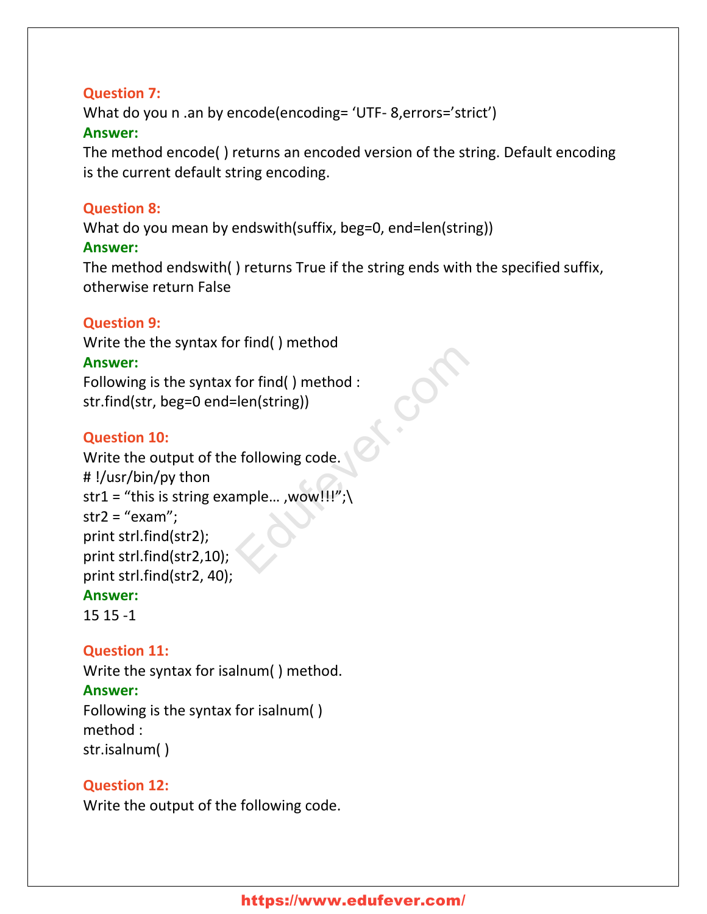**Question 7:**
What do you n .an by encode(encoding= 'UTF- 8,errors='strict')
**Answer:**
The method encode( ) returns an encoded version of the string. Default encoding is the current default string encoding.

**Question 8:**
What do you mean by endswith(suffix, beg=0, end=len(string))
**Answer:**
The method endswith( ) returns True if the string ends with the specified suffix, otherwise return False

**Question 9:**
Write the the syntax for find( ) method
**Answer:**
Following is the syntax for find( ) method :
str.find(str, beg=0 end=len(string))

**Question 10:**
Write the output of the following code.

```
# !/usr/bin/py thon
str1 = "this is string example… ,wow!!!";\
str2 = "exam";
print strl.find(str2);
print strl.find(str2,10);
print strl.find(str2, 40);
```

**Answer:**
15 15 -1

**Question 11:**
Write the syntax for isalnum( ) method.
**Answer:**
Following is the syntax for isalnum( )
method :
str.isalnum( )

**Question 12:**
Write the output of the following code.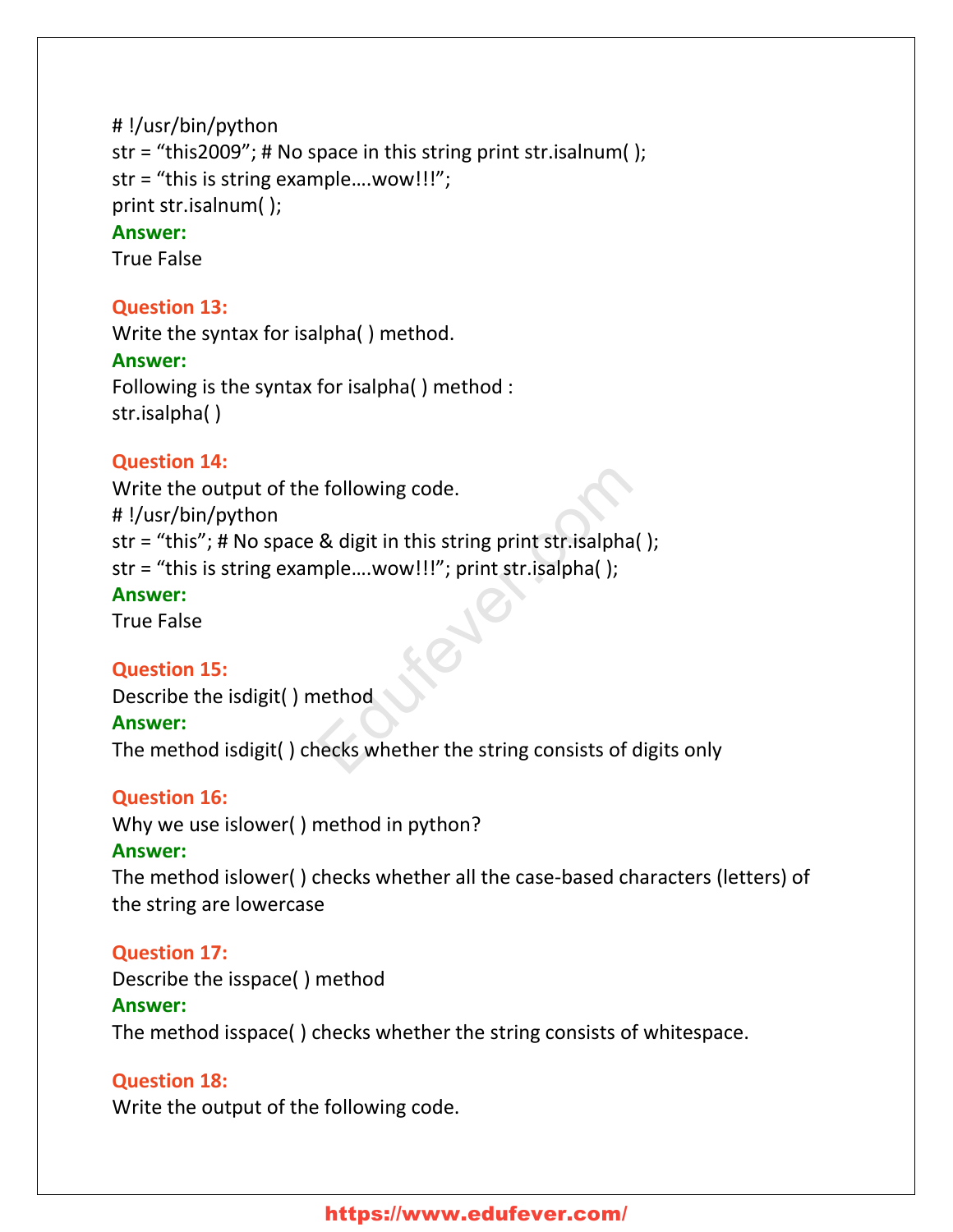```
# !/usr/bin/python
str = "this2009"; # No space in this string print str.isalnum( );
str = "this is string example….wow!!!";
print str.isalnum( );
```

**Answer:**
True False

**Question 13:**
Write the syntax for isalpha( ) method.

**Answer:**
Following is the syntax for isalpha( ) method :
str.isalpha( )

**Question 14:**
Write the output of the following code.

```
# !/usr/bin/python
str = "this"; # No space & digit in this string print str.isalpha( );
str = "this is string example….wow!!!"; print str.isalpha( );
```

**Answer:**
True False

**Question 15:**
Describe the isdigit( ) method

**Answer:**
The method isdigit( ) checks whether the string consists of digits only

**Question 16:**
Why we use islower( ) method in python?

**Answer:**
The method islower( ) checks whether all the case-based characters (letters) of the string are lowercase

**Question 17:**
Describe the isspace( ) method

**Answer:**
The method isspace( ) checks whether the string consists of whitespace.

**Question 18:**
Write the output of the following code.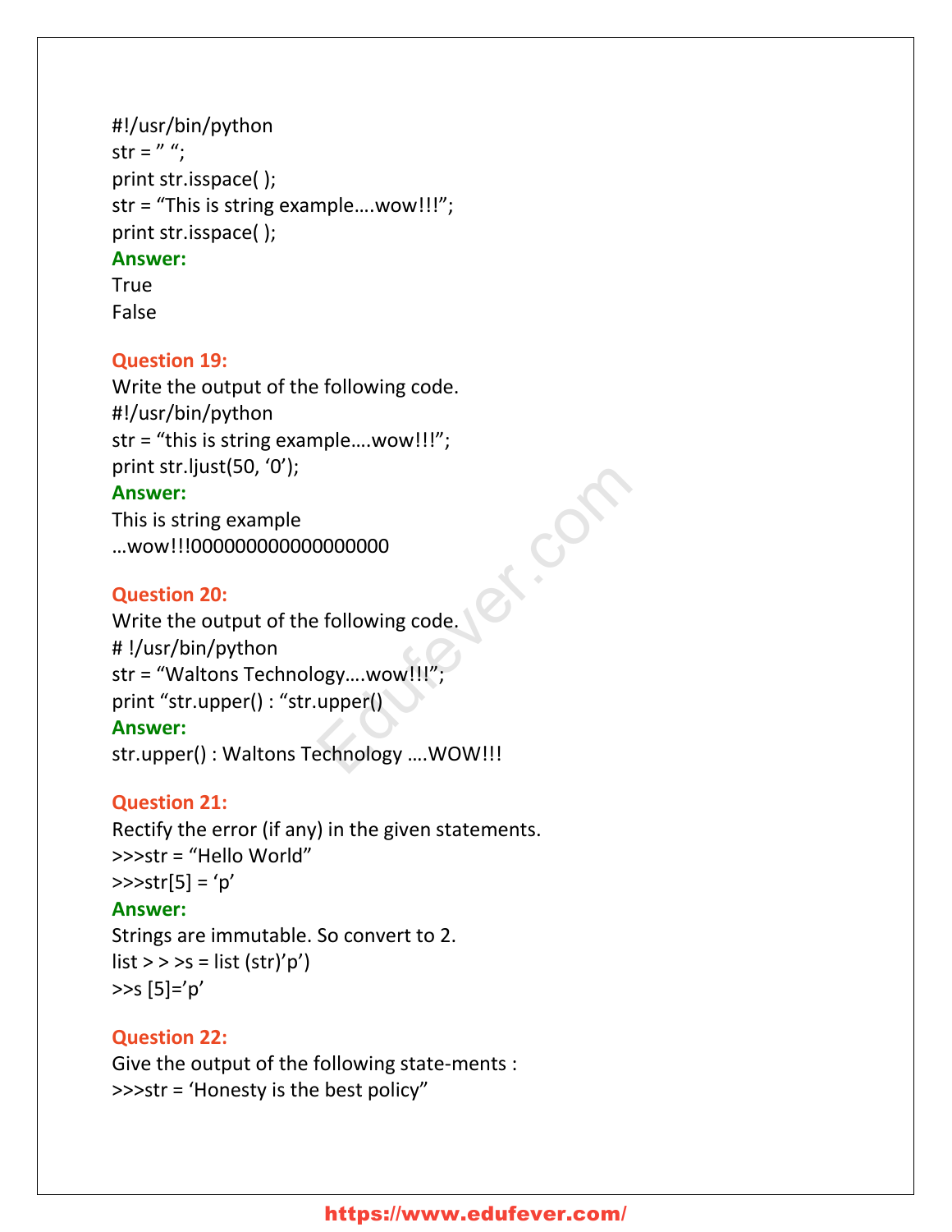```
#!/usr/bin/python
str = " ";
print str.isspace( );
str = "This is string example....wow!!!";
print str.isspace( );
```

**Answer:**
True
False

**Question 19:**
Write the output of the following code.

```
#!/usr/bin/python
str = "this is string example....wow!!!";
print str.ljust(50, '0');
```

**Answer:**
This is string example
…wow!!!000000000000000000

**Question 20:**
Write the output of the following code.

```
# !/usr/bin/python
str = "Waltons Technology....wow!!!";
print "str.upper() : "str.upper()
```

**Answer:**
str.upper() : Waltons Technology ….WOW!!!

**Question 21:**
Rectify the error (if any) in the given statements.

```
>>>str = "Hello World"
>>>str[5] = 'p'
```

**Answer:**
Strings are immutable. So convert to 2.
list > > >s = list (str)'p')
>>s [5]='p'

**Question 22:**
Give the output of the following state-ments :

```
>>>str = 'Honesty is the best policy"
```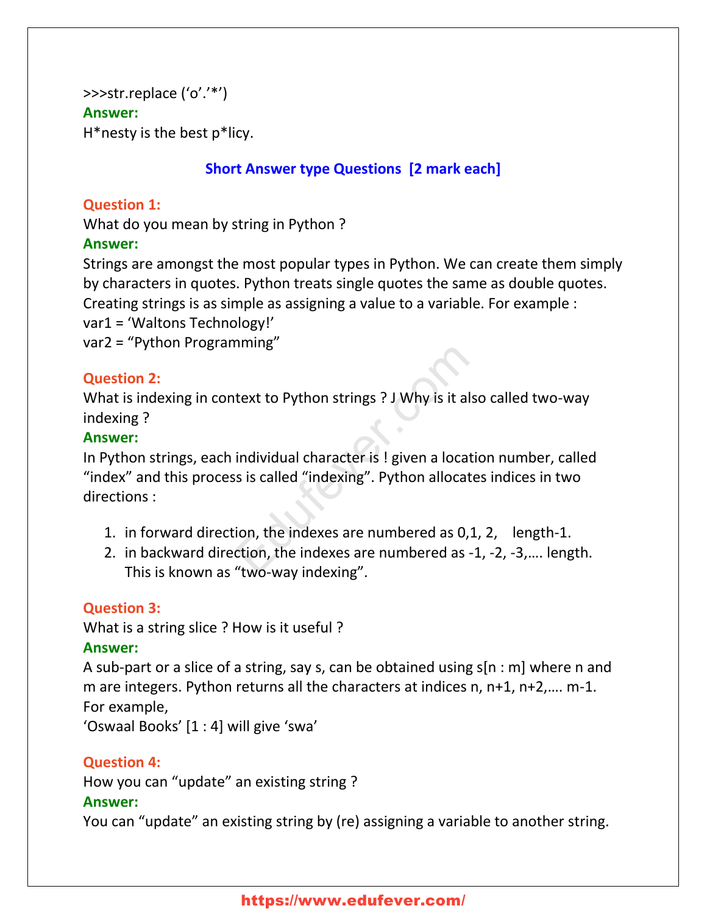>>>str.replace (‘o’.’*’)

**Answer:**

H*nesty is the best p*licy.

## Short Answer type Questions [2 mark each]

**Question 1:**

What do you mean by string in Python ?

**Answer:**

Strings are amongst the most popular types in Python. We can create them simply by characters in quotes. Python treats single quotes the same as double quotes. Creating strings is as simple as assigning a value to a variable. For example :

var1 = ‘Waltons Technology!’

var2 = “Python Programming”

**Question 2:**

What is indexing in context to Python strings ? J Why is it also called two-way indexing ?

**Answer:**

In Python strings, each individual character is ! given a location number, called “index” and this process is called “indexing”. Python allocates indices in two directions :

1. in forward direction, the indexes are numbered as 0,1, 2,    length-1.
2. in backward direction, the indexes are numbered as -1, -2, -3,…. length. This is known as “two-way indexing”.

**Question 3:**

What is a string slice ? How is it useful ?

**Answer:**

A sub-part or a slice of a string, say s, can be obtained using s[n : m] where n and m are integers. Python returns all the characters at indices n, n+1, n+2,…. m-1.

For example,

‘Oswaal Books’ [1 : 4] will give ‘swa’

**Question 4:**

How you can “update” an existing string ?

**Answer:**

You can “update” an existing string by (re) assigning a variable to another string.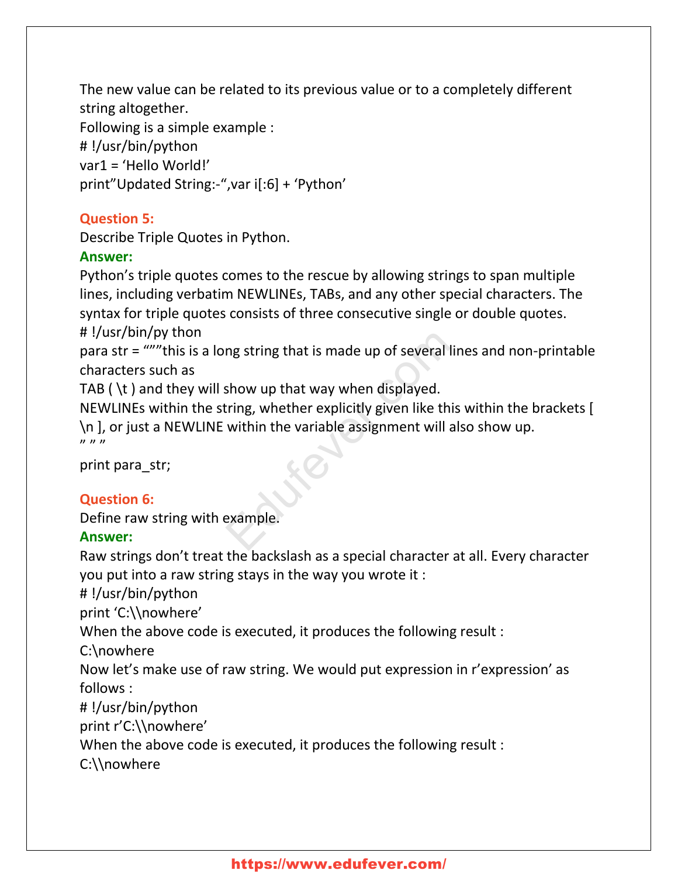The new value can be related to its previous value or to a completely different string altogether.

Following is a simple example :

```
# !/usr/bin/python
var1 = 'Hello World!'
print"Updated String:-",var i[:6] + 'Python'
```

**Question 5:**

Describe Triple Quotes in Python.

**Answer:**

Python's triple quotes comes to the rescue by allowing strings to span multiple lines, including verbatim NEWLINEs, TABs, and any other special characters. The syntax for triple quotes consists of three consecutive single or double quotes.

```
# !/usr/bin/py thon
para str = """this is a long string that is made up of several lines and non-printable characters such as
TAB ( \t ) and they will show up that way when displayed.
NEWLINEs within the string, whether explicitly given like this within the brackets [ \n ], or just a NEWLINE within the variable assignment will also show up.
" " "
print para_str;
```

**Question 6:**

Define raw string with example.

**Answer:**

Raw strings don't treat the backslash as a special character at all. Every character you put into a raw string stays in the way you wrote it :

```
# !/usr/bin/python
print 'C:\\nowhere'
```

When the above code is executed, it produces the following result :

```
C:\nowhere
```

Now let's make use of raw string. We would put expression in r'expression' as follows :

```
# !/usr/bin/python
print r'C:\\nowhere'
```

When the above code is executed, it produces the following result :

```
C:\\nowhere
```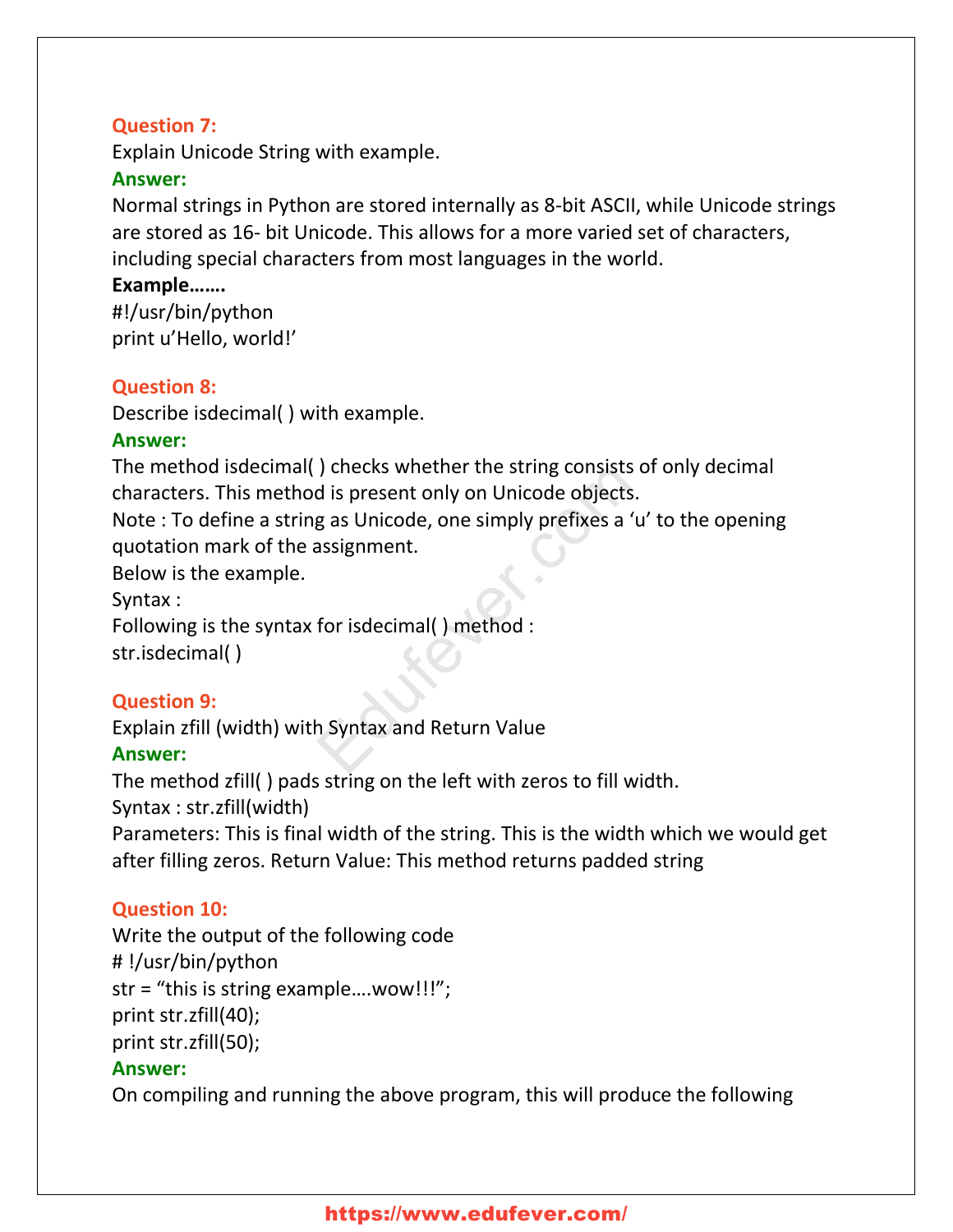**Question 7:**

Explain Unicode String with example.

**Answer:**

Normal strings in Python are stored internally as 8-bit ASCII, while Unicode strings are stored as 16- bit Unicode. This allows for a more varied set of characters, including special characters from most languages in the world.

**Example…….**

```
#!/usr/bin/python
print u'Hello, world!'
```

**Question 8:**

Describe isdecimal( ) with example.

**Answer:**

The method isdecimal( ) checks whether the string consists of only decimal characters. This method is present only on Unicode objects.

Note : To define a string as Unicode, one simply prefixes a 'u' to the opening quotation mark of the assignment.

Below is the example.

Syntax :

Following is the syntax for isdecimal( ) method :

str.isdecimal( )

**Question 9:**

Explain zfill (width) with Syntax and Return Value

**Answer:**

The method zfill( ) pads string on the left with zeros to fill width.

Syntax : str.zfill(width)

Parameters: This is final width of the string. This is the width which we would get after filling zeros. Return Value: This method returns padded string

**Question 10:**

Write the output of the following code

```
# !/usr/bin/python
str = "this is string example….wow!!!";
print str.zfill(40);
print str.zfill(50);
```

**Answer:**

On compiling and running the above program, this will produce the following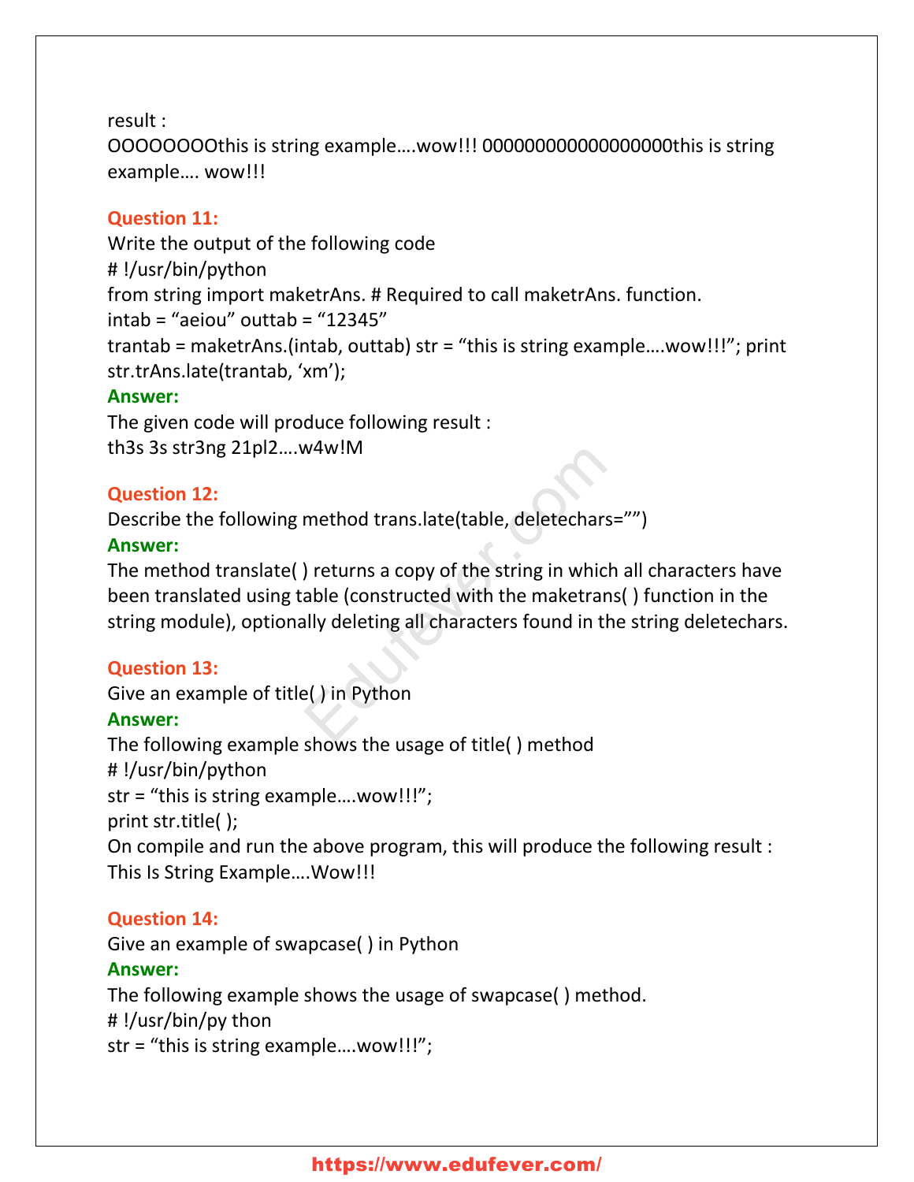result :
OOOOOOOOthis is string example….wow!!! 000000000000000000this is string example…. wow!!!

**Question 11:**
Write the output of the following code
# !/usr/bin/python
from string import maketrAns. # Required to call maketrAns. function.
intab = “aeiou” outtab = “12345”
trantab = maketrAns.(intab, outtab) str = “this is string example….wow!!!”; print str.trAns.late(trantab, ‘xm’);

**Answer:**
The given code will produce following result :
th3s 3s str3ng 21pl2….w4w!M

**Question 12:**
Describe the following method trans.late(table, deletechars=””)

**Answer:**
The method translate( ) returns a copy of the string in which all characters have been translated using table (constructed with the maketrans( ) function in the string module), optionally deleting all characters found in the string deletechars.

**Question 13:**
Give an example of title( ) in Python

**Answer:**
The following example shows the usage of title( ) method
# !/usr/bin/python
str = “this is string example….wow!!!”;
print str.title( );
On compile and run the above program, this will produce the following result :
This Is String Example….Wow!!!

**Question 14:**
Give an example of swapcase( ) in Python

**Answer:**
The following example shows the usage of swapcase( ) method.
# !/usr/bin/py thon
str = “this is string example….wow!!!”;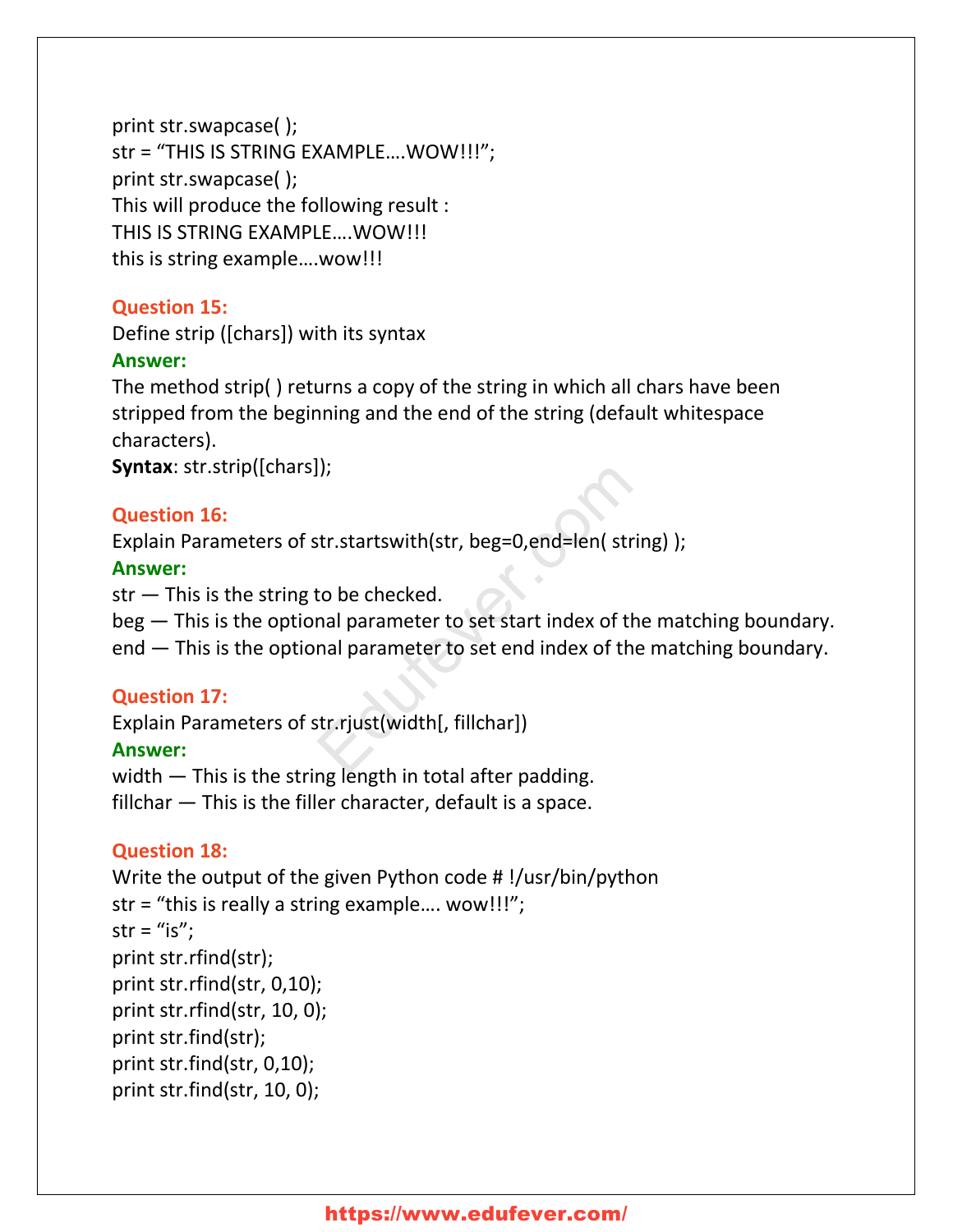print str.swapcase( );
str = “THIS IS STRING EXAMPLE….WOW!!!”;
print str.swapcase( );
This will produce the following result :
THIS IS STRING EXAMPLE….WOW!!!
this is string example….wow!!!

**Question 15:**
Define strip ([chars]) with its syntax
**Answer:**
The method strip( ) returns a copy of the string in which all chars have been stripped from the beginning and the end of the string (default whitespace characters).
**Syntax**: str.strip([chars]);

**Question 16:**
Explain Parameters of str.startswith(str, beg=0,end=len( string) );
**Answer:**
str — This is the string to be checked.
beg — This is the optional parameter to set start index of the matching boundary.
end — This is the optional parameter to set end index of the matching boundary.

**Question 17:**
Explain Parameters of str.rjust(width[, fillchar])
**Answer:**
width — This is the string length in total after padding.
fillchar — This is the filler character, default is a space.

**Question 18:**
Write the output of the given Python code # !/usr/bin/python
str = “this is really a string example…. wow!!!”;
str = “is”;
print str.rfind(str);
print str.rfind(str, 0,10);
print str.rfind(str, 10, 0);
print str.find(str);
print str.find(str, 0,10);
print str.find(str, 10, 0);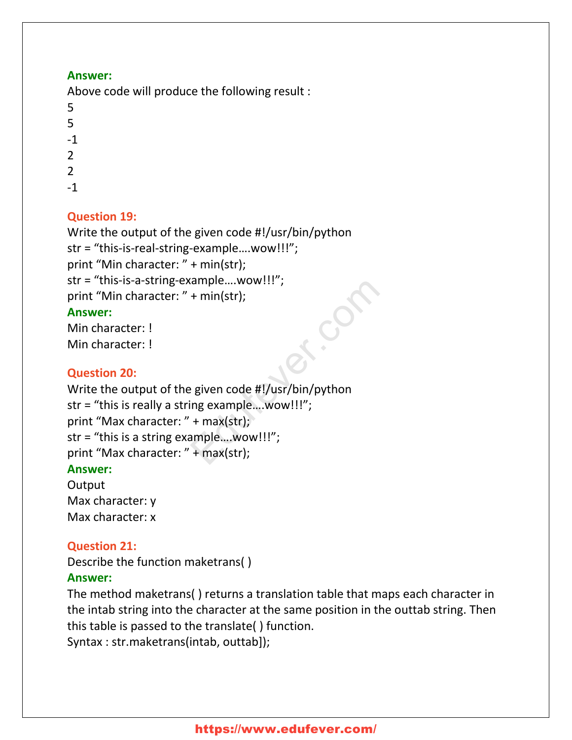**Answer:**
Above code will produce the following result :
5
5
-1
2
2
-1

**Question 19:**
Write the output of the given code #!/usr/bin/python
str = “this-is-real-string-example….wow!!!”;
print “Min character: ” + min(str);
str = “this-is-a-string-example….wow!!!”;
print “Min character: ” + min(str);
**Answer:**
Min character: !
Min character: !

**Question 20:**
Write the output of the given code #!/usr/bin/python
str = “this is really a string example….wow!!!”;
print “Max character: ” + max(str);
str = “this is a string example….wow!!!”;
print “Max character: ” + max(str);
**Answer:**
Output
Max character: y
Max character: x

**Question 21:**
Describe the function maketrans( )
**Answer:**
The method maketrans( ) returns a translation table that maps each character in the intab string into the character at the same position in the outtab string. Then this table is passed to the translate( ) function.
Syntax : str.maketrans(intab, outtab]);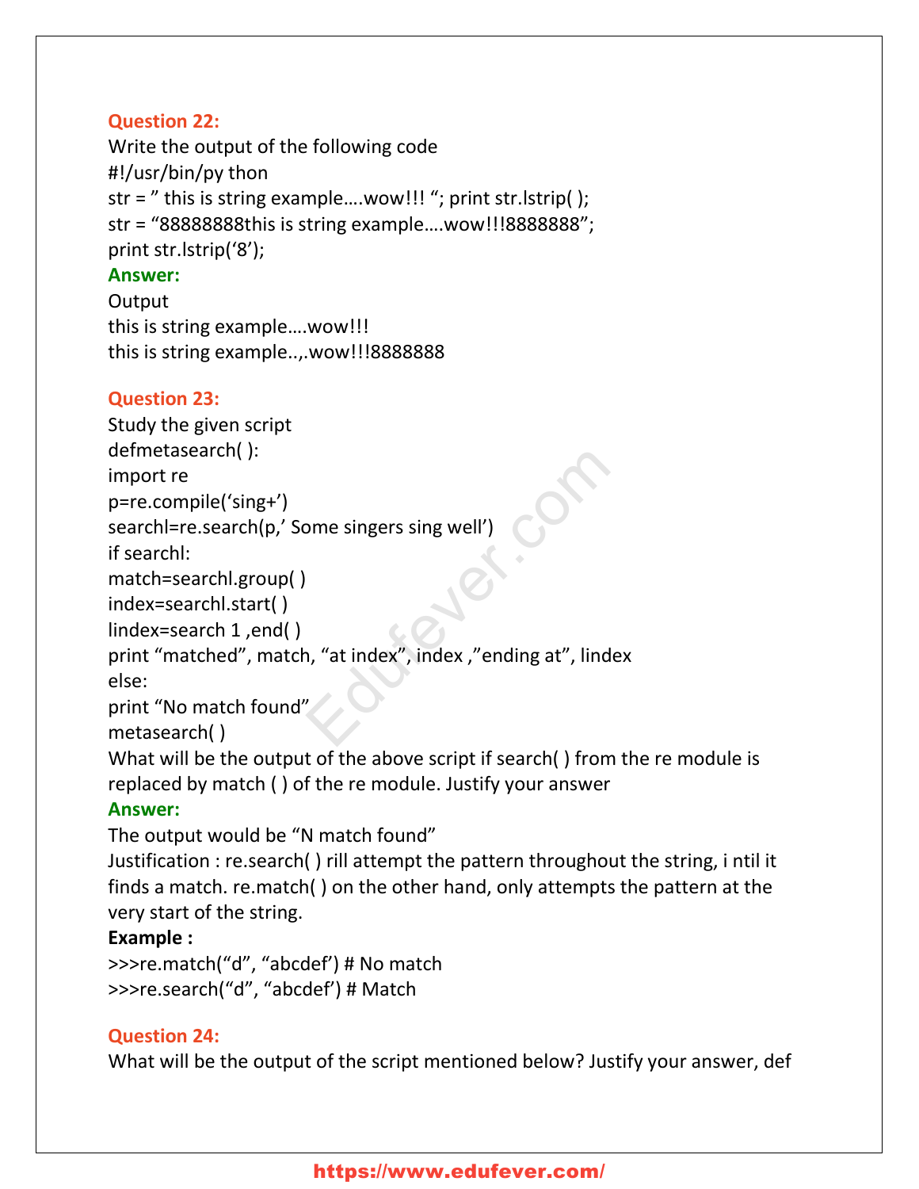**Question 22:**
Write the output of the following code
#!/usr/bin/py thon
str = " this is string example....wow!!! "; print str.lstrip( );
str = "88888888this is string example....wow!!!8888888";
print str.lstrip('8');

**Answer:**
Output
this is string example....wow!!!
this is string example..,.wow!!!8888888

**Question 23:**
Study the given script
defmetasearch( ):
import re
p=re.compile('sing+')
searchl=re.search(p,' Some singers sing well')
if searchl:
match=searchl.group( )
index=searchl.start( )
lindex=search 1 ,end( )
print "matched", match, "at index", index ,"ending at", lindex
else:
print "No match found"
metasearch( )
What will be the output of the above script if search( ) from the re module is replaced by match ( ) of the re module. Justify your answer

**Answer:**
The output would be "N match found"
Justification : re.search( ) rill attempt the pattern throughout the string, i ntil it finds a match. re.match( ) on the other hand, only attempts the pattern at the very start of the string.

**Example :**
>>>re.match("d", "abcdef') # No match
>>>re.search("d", "abcdef') # Match

**Question 24:**
What will be the output of the script mentioned below? Justify your answer, def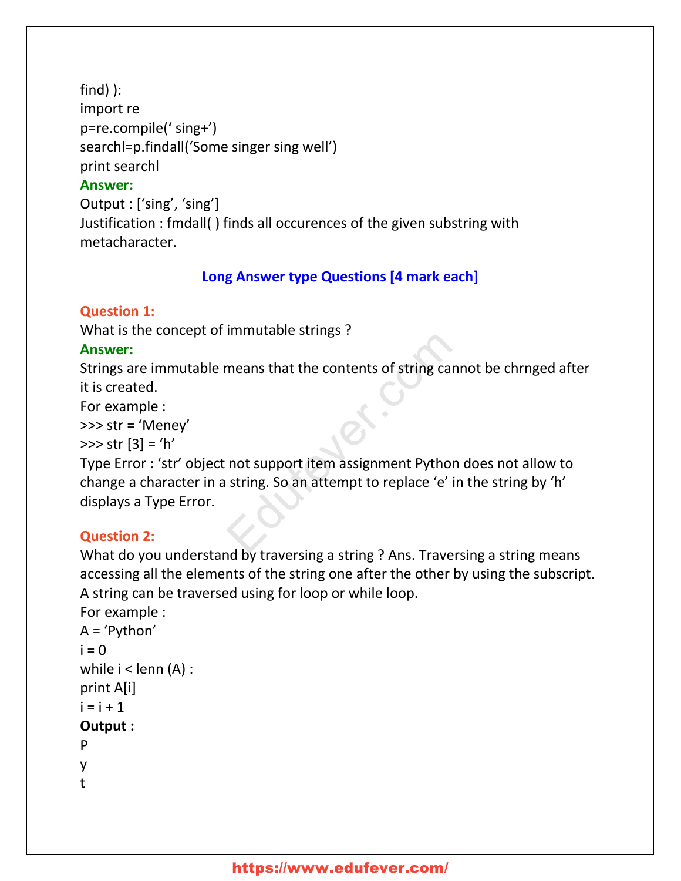find) ):

```
import re
p=re.compile(' sing+')
searchl=p.findall('Some singer sing well')
print searchl
```

**Answer:**

Output : ['sing', 'sing']

Justification : fmdall( ) finds all occurences of the given substring with metacharacter.

## Long Answer type Questions [4 mark each]

**Question 1:**

What is the concept of immutable strings ?

**Answer:**

Strings are immutable means that the contents of string cannot be chrnged after it is created.

For example :

```
>>> str = 'Meney'
>>> str [3] = 'h'
```

Type Error : 'str' object not support item assignment Python does not allow to change a character in a string. So an attempt to replace 'e' in the string by 'h' displays a Type Error.

**Question 2:**

What do you understand by traversing a string ? Ans. Traversing a string means accessing all the elements of the string one after the other by using the subscript. A string can be traversed using for loop or while loop.

For example :

```
A = 'Python'
i = 0
while i < lenn (A) :
print A[i]
i = i + 1
```

**Output :**

```
P
y
t
```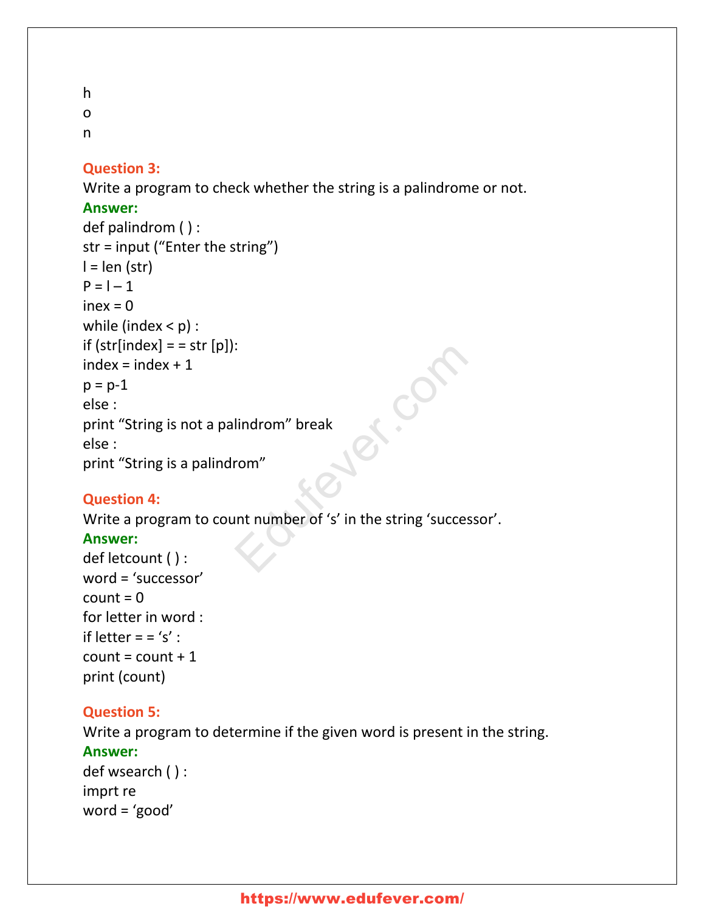h
o
n

**Question 3:**
Write a program to check whether the string is a palindrome or not.
**Answer:**

```
def palindrom ( ) :
str = input (“Enter the string”)
l = len (str)
P = l – 1
inex = 0
while (index < p) :
if (str[index] = = str [p]):
index = index + 1
p = p-1
else :
print “String is not a palindrom” break
else :
print “String is a palindrom”
```

**Question 4:**
Write a program to count number of ‘s’ in the string ‘successor’.
**Answer:**

```
def letcount ( ) :
word = ‘successor’
count = 0
for letter in word :
if letter = = ‘s’ :
count = count + 1
print (count)
```

**Question 5:**
Write a program to determine if the given word is present in the string.
**Answer:**

```
def wsearch ( ) :
imprt re
word = ‘good’
```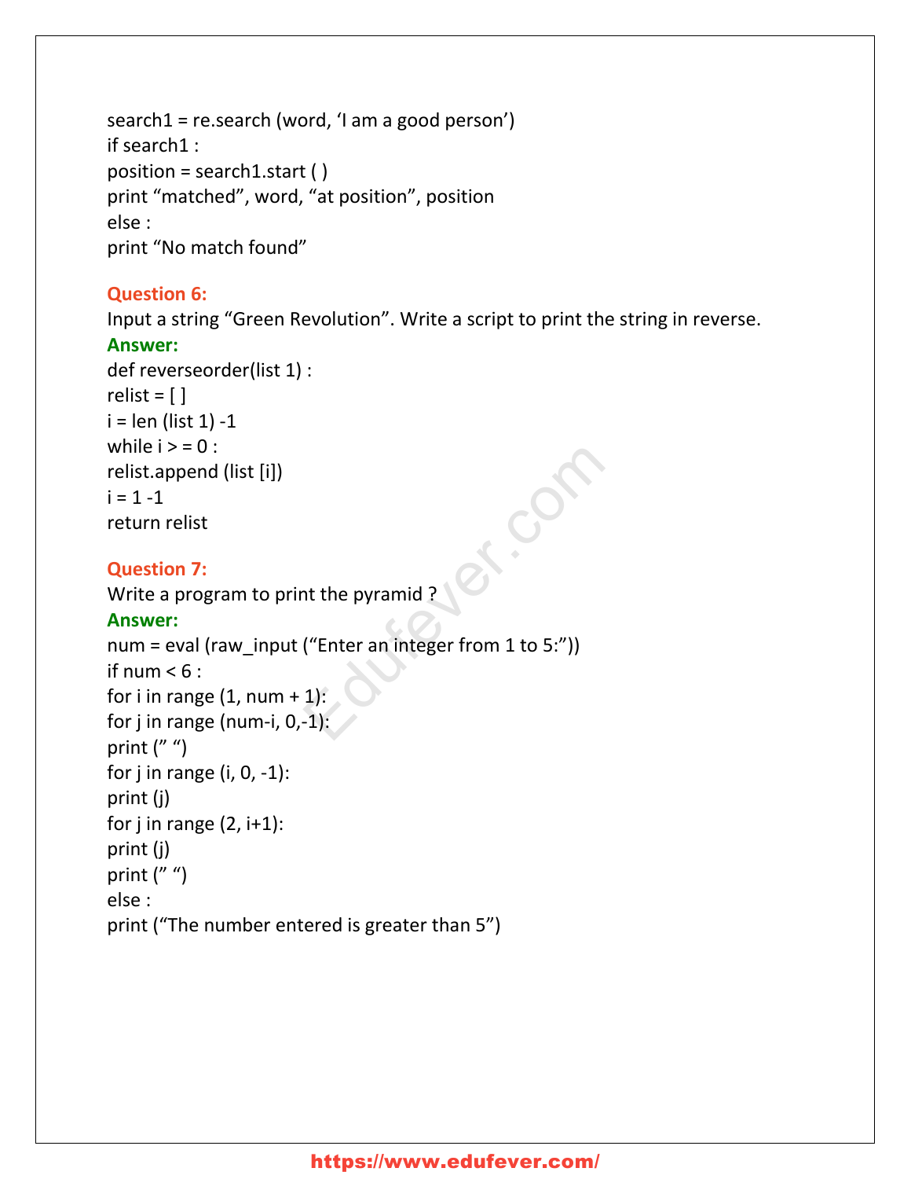```
search1 = re.search (word, ‘I am a good person’)
if search1 :
position = search1.start ( )
print “matched”, word, “at position”, position
else :
print “No match found”
```

**Question 6:**

Input a string “Green Revolution”. Write a script to print the string in reverse.

**Answer:**

```
def reverseorder(list 1) :
relist = [ ]
i = len (list 1) -1
while i > = 0 :
relist.append (list [i])
i = 1 -1
return relist
```

**Question 7:**

Write a program to print the pyramid ?

**Answer:**

```
num = eval (raw_input (“Enter an integer from 1 to 5:”))
if num < 6 :
for i in range (1, num + 1):
for j in range (num-i, 0,-1):
print (” “)
for j in range (i, 0, -1):
print (j)
for j in range (2, i+1):
print (j)
print (” “)
else :
print (“The number entered is greater than 5”)
```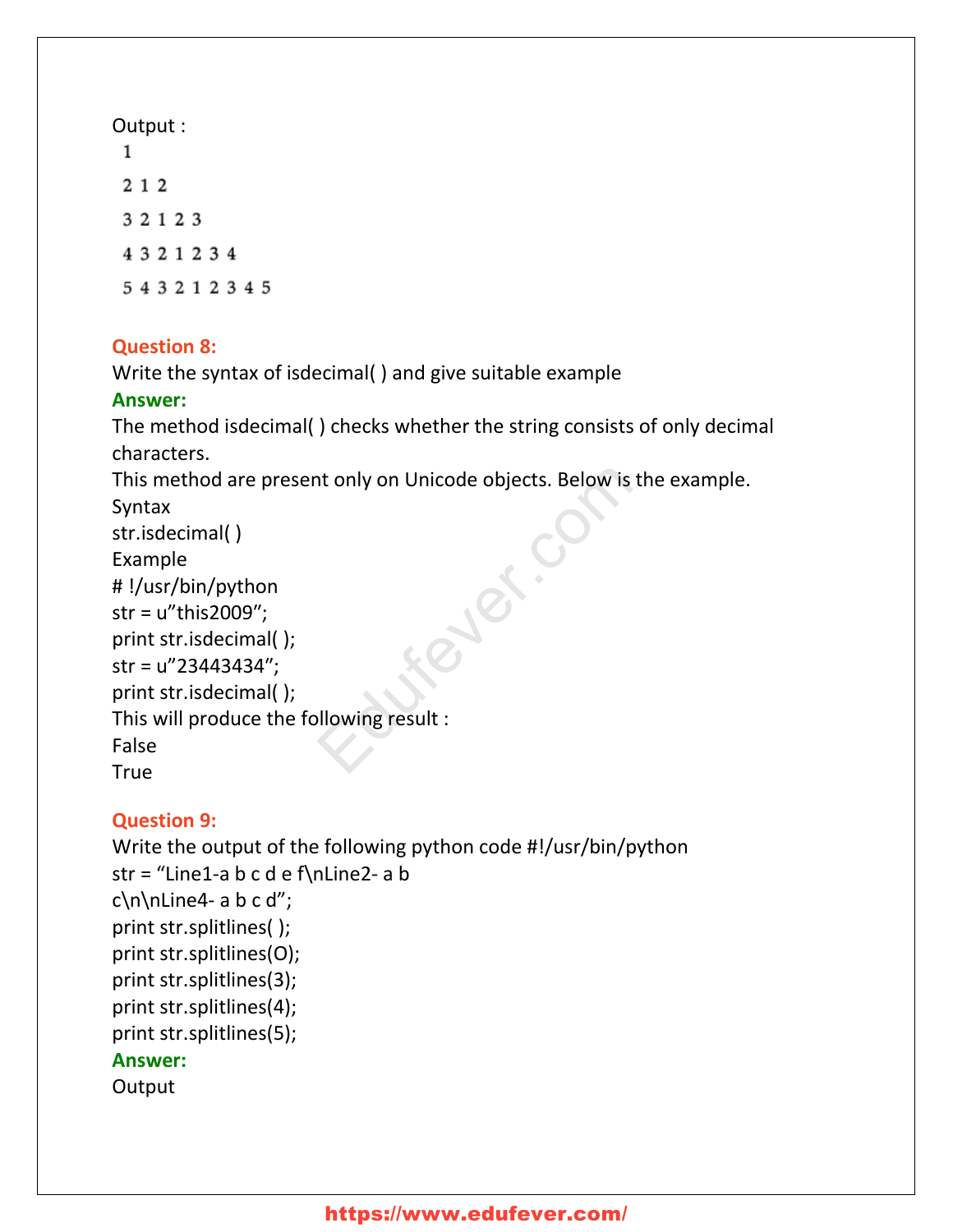Output :

```
1
2 1 2
3 2 1 2 3
4 3 2 1 2 3 4
5 4 3 2 1 2 3 4 5
```

**Question 8:**
Write the syntax of isdecimal( ) and give suitable example

**Answer:**
The method isdecimal( ) checks whether the string consists of only decimal characters.
This method are present only on Unicode objects. Below is the example.

Syntax
str.isdecimal( )

Example

```
# !/usr/bin/python
str = u"this2009";
print str.isdecimal( );
str = u"23443434";
print str.isdecimal( );
```

This will produce the following result :

False
True

**Question 9:**
Write the output of the following python code #!/usr/bin/python

```
str = "Line1-a b c d e f\nLine2- a b
c\n\nLine4- a b c d";
print str.splitlines( );
print str.splitlines(O);
print str.splitlines(3);
print str.splitlines(4);
print str.splitlines(5);
```

**Answer:**
Output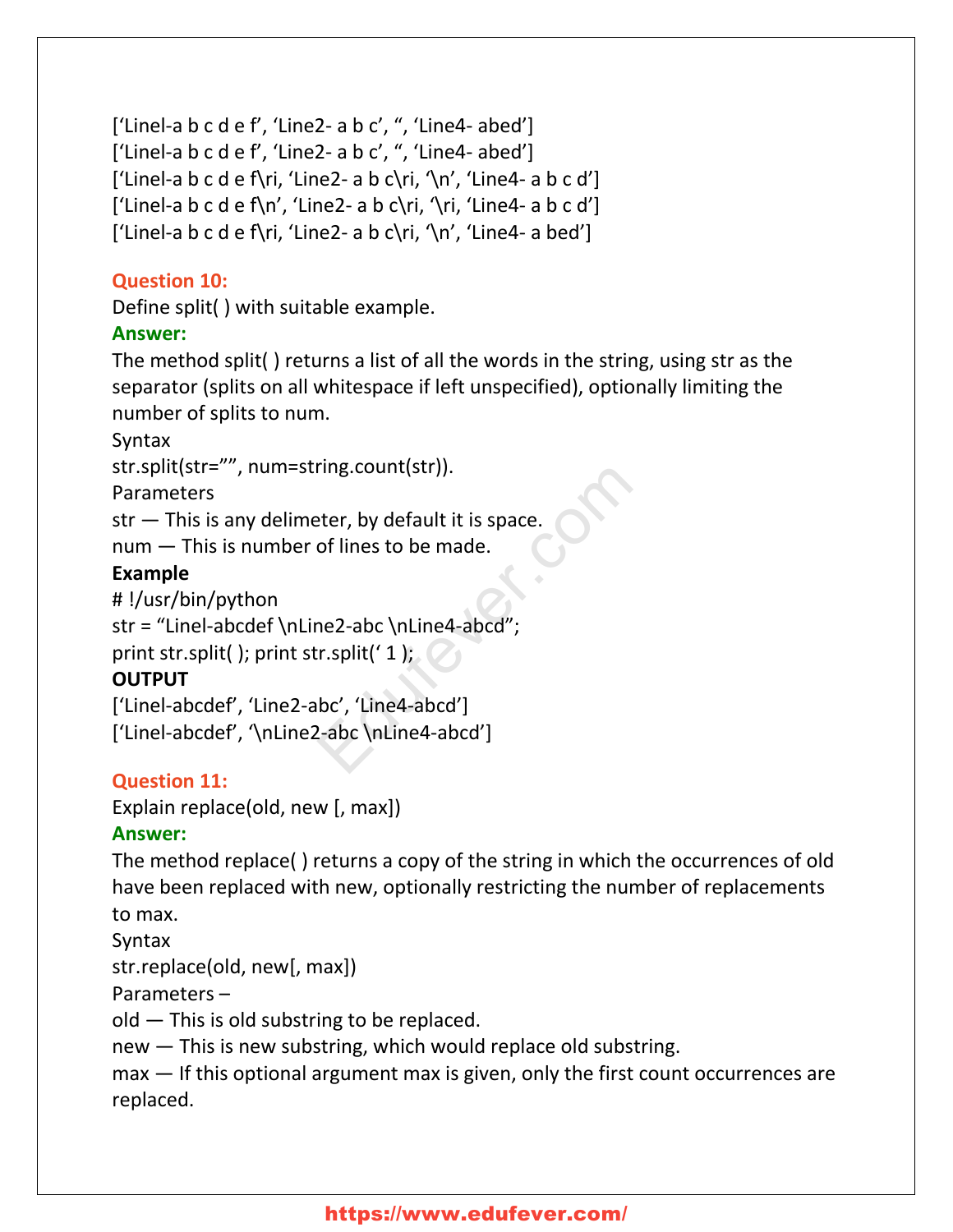[‘Linel-a b c d e f’, ‘Line2- a b c’, “, ‘Line4- abed’]
[‘Linel-a b c d e f’, ‘Line2- a b c’, “, ‘Line4- abed’]
[‘Linel-a b c d e f\ri, ‘Line2- a b c\ri, ‘\n’, ‘Line4- a b c d’]
[‘Linel-a b c d e f\n’, ‘Line2- a b c\n’, ‘\ri, ‘Line4- a b c d’]
[‘Linel-a b c d e f\ri, ‘Line2- a b c\ri, ‘\n’, ‘Line4- a bed’]

**Question 10:**
Define split( ) with suitable example.

**Answer:**
The method split( ) returns a list of all the words in the string, using str as the separator (splits on all whitespace if left unspecified), optionally limiting the number of splits to num.

Syntax
str.split(str=””, num=string.count(str)).

Parameters
str — This is any delimeter, by default it is space.
num — This is number of lines to be made.

**Example**

```
# !/usr/bin/python
str = “Linel-abcdef \nLine2-abc \nLine4-abcd”;
print str.split( ); print str.split(‘ 1 );
```

**OUTPUT**

```
[‘Linel-abcdef’, ‘Line2-abc’, ‘Line4-abcd’]
[‘Linel-abcdef’, ‘\nLine2-abc \nLine4-abcd’]
```

**Question 11:**
Explain replace(old, new [, max])

**Answer:**
The method replace( ) returns a copy of the string in which the occurrences of old have been replaced with new, optionally restricting the number of replacements to max.

Syntax
str.replace(old, new[, max])

Parameters –
old — This is old substring to be replaced.
new — This is new substring, which would replace old substring.
max — If this optional argument max is given, only the first count occurrences are replaced.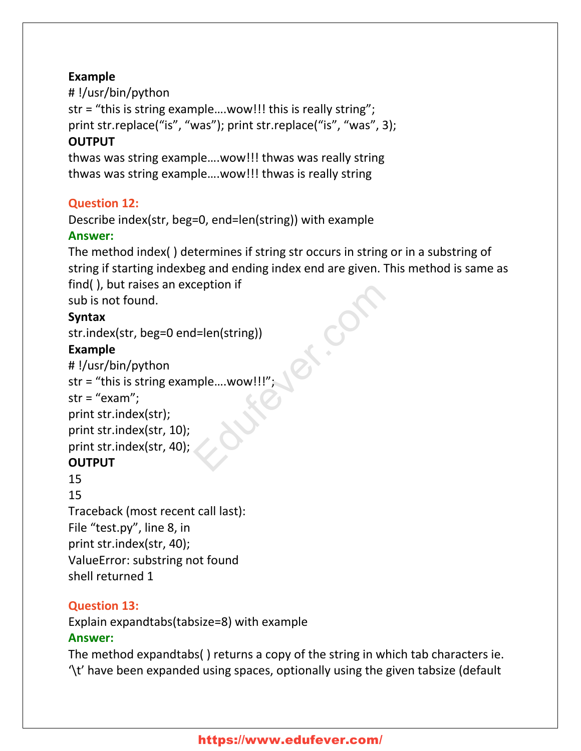**Example**

```
# !/usr/bin/python
str = “this is string example….wow!!! this is really string”;
print str.replace(“is”, “was”); print str.replace(“is”, “was”, 3);
```

**OUTPUT**

```
thwas was string example….wow!!! thwas was really string
thwas was string example….wow!!! thwas is really string
```

**Question 12:**

Describe index(str, beg=0, end=len(string)) with example

**Answer:**

The method index( ) determines if string str occurs in string or in a substring of string if starting indexbeg and ending index end are given. This method is same as find( ), but raises an exception if
sub is not found.

**Syntax**

```
str.index(str, beg=0 end=len(string))
```

**Example**

```
# !/usr/bin/python
str = “this is string example….wow!!!”;
str = “exam”;
print str.index(str);
print str.index(str, 10);
print str.index(str, 40);
```

**OUTPUT**

```
15
15
Traceback (most recent call last):
File “test.py”, line 8, in
print str.index(str, 40);
ValueError: substring not found
shell returned 1
```

**Question 13:**

Explain expandtabs(tabsize=8) with example

**Answer:**

The method expandtabs( ) returns a copy of the string in which tab characters ie. ‘\t’ have been expanded using spaces, optionally using the given tabsize (default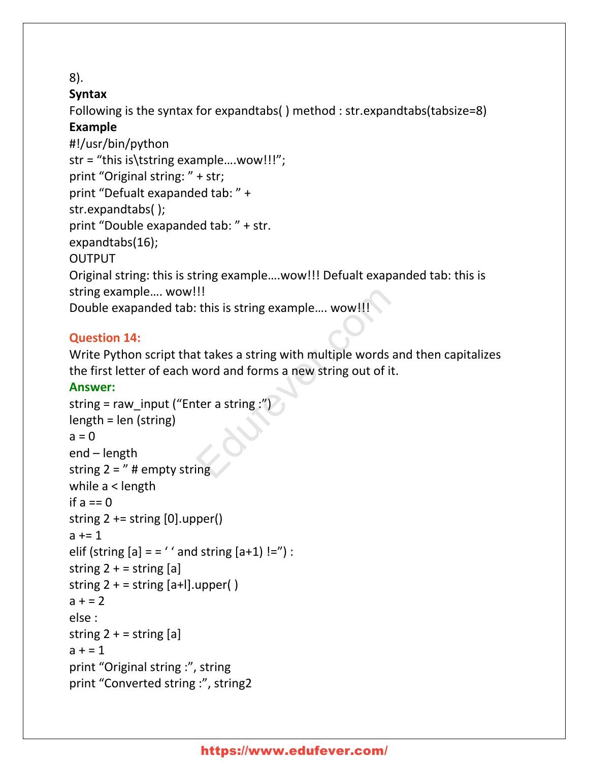8).

**Syntax**

Following is the syntax for expandtabs( ) method : str.expandtabs(tabsize=8)

**Example**

```
#!/usr/bin/python
str = “this is\tstring example….wow!!!”;
print “Original string: ” + str;
print “Defualt exapanded tab: ” +
str.expandtabs( );
print “Double exapanded tab: ” + str.
expandtabs(16);
```

OUTPUT

Original string: this is string example….wow!!! Defualt exapanded tab: this is string example…. wow!!!

Double exapanded tab: this is string example…. wow!!!

**Question 14:**

Write Python script that takes a string with multiple words and then capitalizes the first letter of each word and forms a new string out of it.

**Answer:**

```
string = raw_input (“Enter a string :”)
length = len (string)
a = 0
end – length
string 2 = ” # empty string
while a < length
if a == 0
string 2 += string [0].upper()
a += 1
elif (string [a] = = ‘ ‘ and string [a+1) !=”) :
string 2 + = string [a]
string 2 + = string [a+l].upper( )
a + = 2
else :
string 2 + = string [a]
a + = 1
print “Original string :”, string
print “Converted string :”, string2
```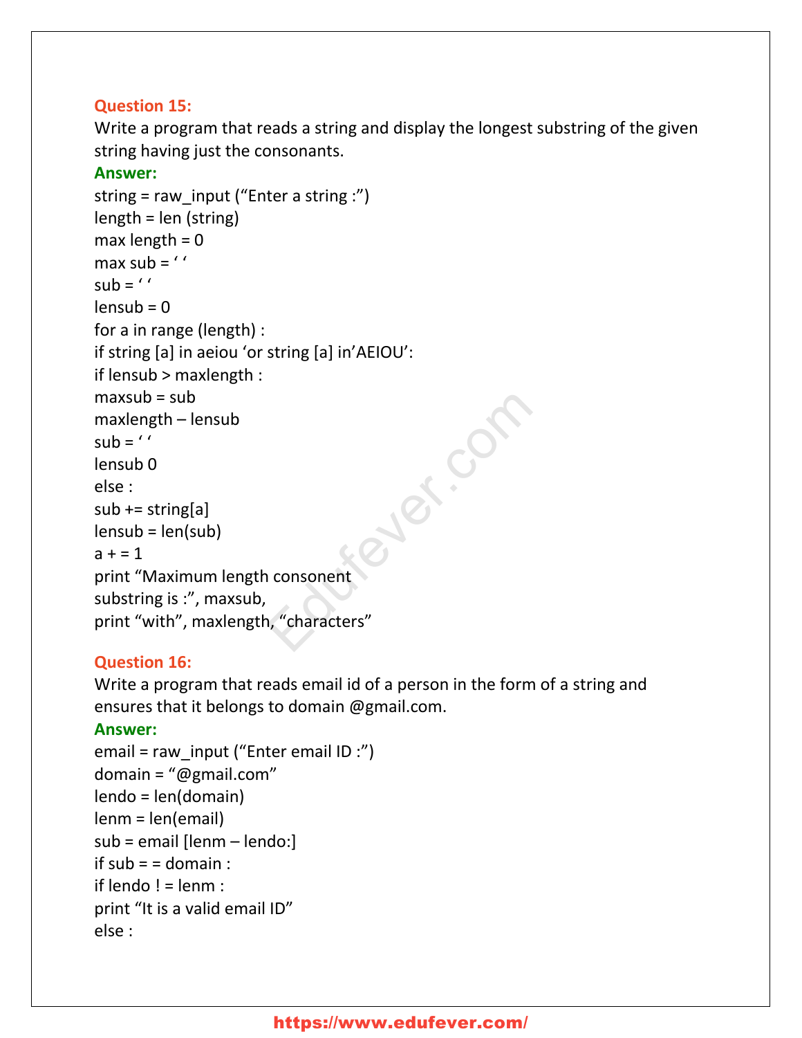**Question 15:**
Write a program that reads a string and display the longest substring of the given string having just the consonants.

**Answer:**

```
string = raw_input (“Enter a string :”)
length = len (string)
max length = 0
max sub = ‘ ‘
sub = ‘ ‘
lensub = 0
for a in range (length) :
if string [a] in aeiou ‘or string [a] in’AEIOU’:
if lensub > maxlength :
maxsub = sub
maxlength – lensub
sub = ‘ ‘
lensub 0
else :
sub += string[a]
lensub = len(sub)
a + = 1
print “Maximum length consonent
substring is :”, maxsub,
print “with”, maxlength, “characters”
```

**Question 16:**
Write a program that reads email id of a person in the form of a string and ensures that it belongs to domain @gmail.com.

**Answer:**

```
email = raw_input (“Enter email ID :”)
domain = “@gmail.com”
lendo = len(domain)
lenm = len(email)
sub = email [lenm – lendo:]
if sub = = domain :
if lendo ! = lenm :
print “It is a valid email ID”
else :
```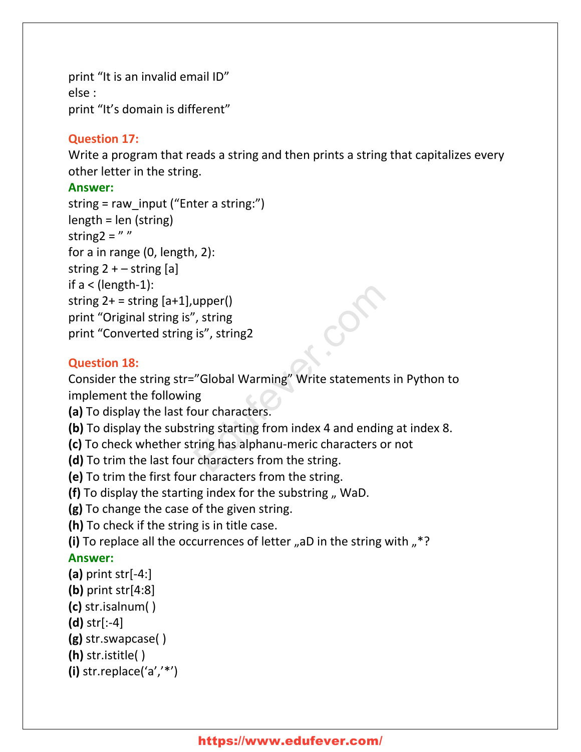```
print "It is an invalid email ID"
else :
print "It's domain is different"
```

**Question 17:**
Write a program that reads a string and then prints a string that capitalizes every other letter in the string.

**Answer:**

```
string = raw_input ("Enter a string:")
length = len (string)
string2 = " "
for a in range (0, length, 2):
string 2 + – string [a]
if a < (length-1):
string 2+ = string [a+1],upper()
print "Original string is", string
print "Converted string is", string2
```

**Question 18:**
Consider the string str="Global Warming" Write statements in Python to implement the following

**(a)** To display the last four characters.
**(b)** To display the substring starting from index 4 and ending at index 8.
**(c)** To check whether string has alphanu-meric characters or not
**(d)** To trim the last four characters from the string.
**(e)** To trim the first four characters from the string.
**(f)** To display the starting index for the substring „ WaD.
**(g)** To change the case of the given string.
**(h)** To check if the string is in title case.
**(i)** To replace all the occurrences of letter „aD in the string with „*?

**Answer:**

**(a)** print str[-4:]
**(b)** print str[4:8]
**(c)** str.isalnum( )
**(d)** str[:-4]
**(g)** str.swapcase( )
**(h)** str.istitle( )
**(i)** str.replace('a','*')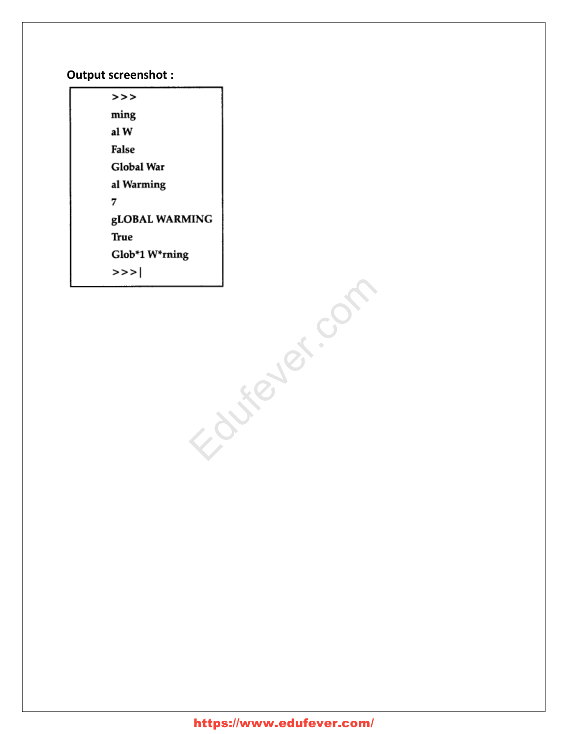**Output screenshot :**

```
>>>
ming
al W
False
Global War
al Warming
7
gLOBAL WARMING
True
Glob*1 W*rning
>>>|
```